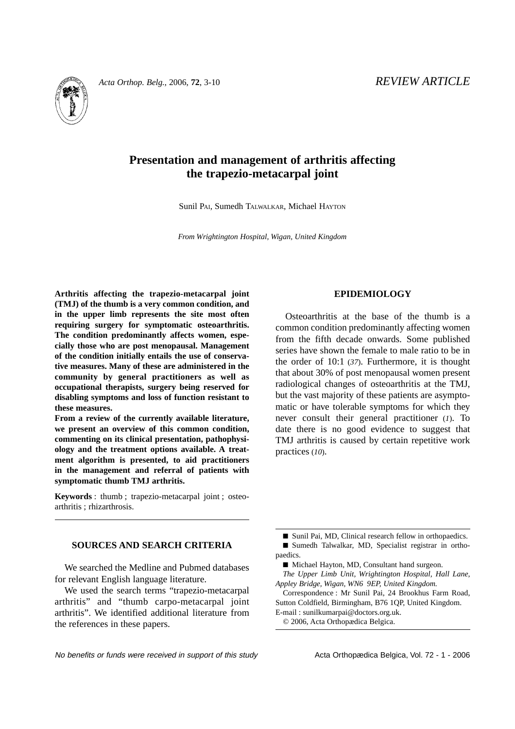REVIEW ARTICLE

# Presentation and management of arthritis affecting the trapezio-metacarpal joint

Sunil Pai, Sumedh Talwalkar, Michael Hayton

*From Wrightington Hospital, Wigan, United Kingdom*

**Arthritis affecting the trapezio-metacarpal joint (TMJ) of the thumb is a very common condition, and in the upper limb represents the site most often requiring surgery for symptomatic osteoarthritis. The condition predominantly affects women, especially those who are post menopausal. Management of the condition initially entails the use of conservative measures. Many of these are administered in the community by general practitioners as well as occupational therapists, surgery being reserved for disabling symptoms and loss of function resistant to these measures.**

**From a review of the currently available literature, we present an overview of this common condition, commenting on its clinical presentation, pathophysiology and the treatment options available. A treatment algorithm is presented, to aid practitioners in the management and referral of patients with symptomatic thumb TMJ arthritis.**

**Keywords** : thumb ; trapezio-metacarpal joint ; osteoarthritis ; rhizarthrosis.

## SOURCES AND SEARCH CRITERIA

We searched the Medline and Pubmed databases for relevant English language literature.

We used the search terms "trapezio-metacarpal arthritis" and "thumb carpo-metacarpal joint arthritis". We identified additional literature from the references in these papers.

## EPIDEMIOLOGY

Osteoarthritis at the base of the thumb is a common condition predominantly affecting women from the fifth decade onwards. Some published series have shown the female to male ratio to be in the order of 10:1 (*37*). Furthermore, it is thought that about 30% of post menopausal women present radiological changes of osteoarthritis at the TMJ, but the vast majority of these patients are asymptomatic or have tolerable symptoms for which they never consult their general practitioner (*1*). To date there is no good evidence to suggest that TMJ arthritis is caused by certain repetitive work practices (*10*).

■ Sunil Pai, MD, Clinical research fellow in orthopaedics.
■ Sumedh Talwalkar, MD, Specialist registrar in orthopaedics.
■ Michael Hayton, MD, Consultant hand surgeon.
*The Upper Limb Unit, Wrightington Hospital, Hall Lane, Appley Bridge, Wigan, WN6 9EP, United Kingdom.*
Correspondence : Mr Sunil Pai, 24 Brookhus Farm Road, Sutton Coldfield, Birmingham, B76 1QP, United Kingdom.
E-mail : sunilkumarpai@doctors.org.uk.
© 2006, Acta Orthopædica Belgica.

*No benefits or funds were received in support of this study*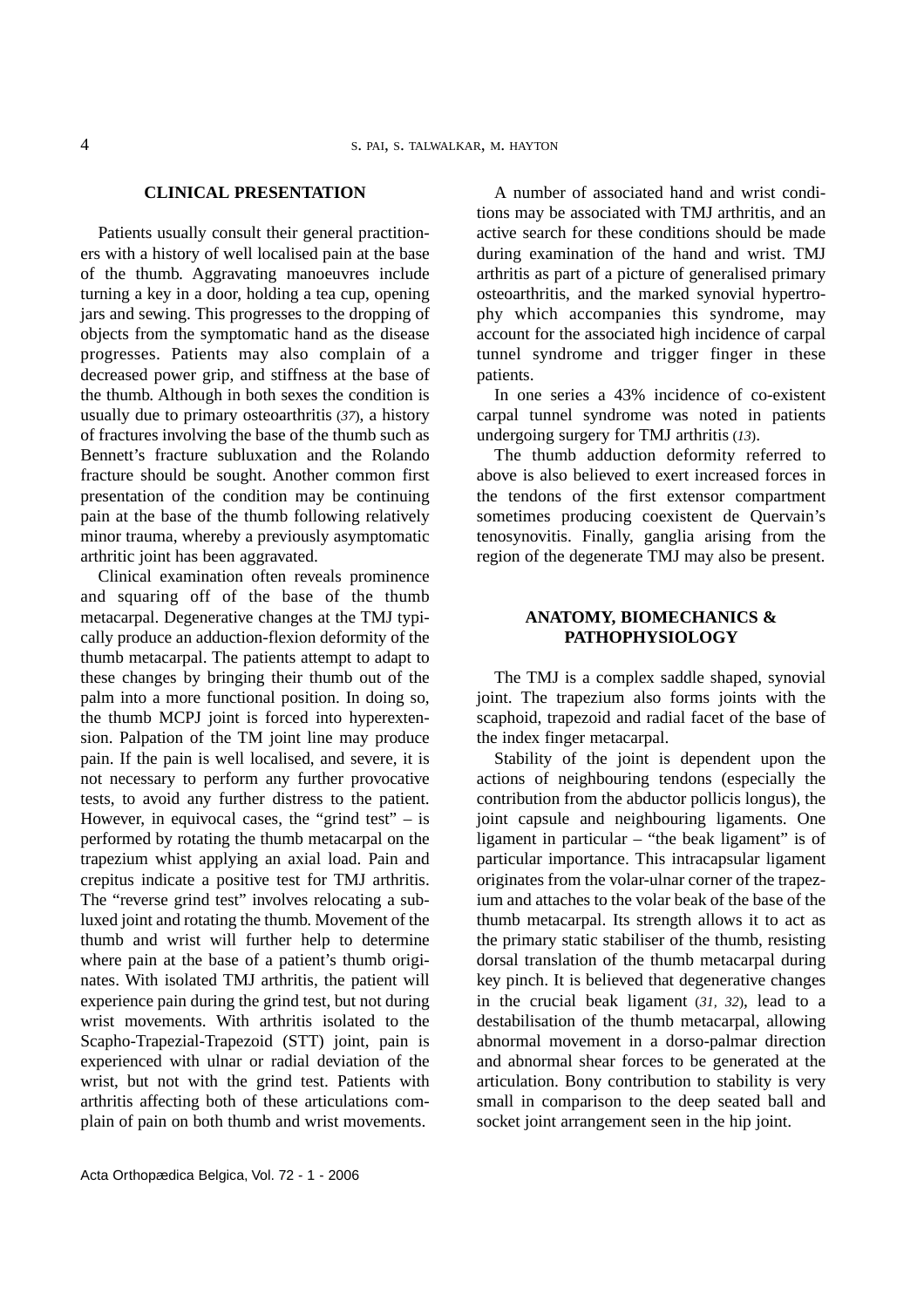## CLINICAL PRESENTATION

Patients usually consult their general practitioners with a history of well localised pain at the base of the thumb. Aggravating manoeuvres include turning a key in a door, holding a tea cup, opening jars and sewing. This progresses to the dropping of objects from the symptomatic hand as the disease progresses. Patients may also complain of a decreased power grip, and stiffness at the base of the thumb. Although in both sexes the condition is usually due to primary osteoarthritis (*37*), a history of fractures involving the base of the thumb such as Bennett's fracture subluxation and the Rolando fracture should be sought. Another common first presentation of the condition may be continuing pain at the base of the thumb following relatively minor trauma, whereby a previously asymptomatic arthritic joint has been aggravated.

Clinical examination often reveals prominence and squaring off of the base of the thumb metacarpal. Degenerative changes at the TMJ typically produce an adduction-flexion deformity of the thumb metacarpal. The patients attempt to adapt to these changes by bringing their thumb out of the palm into a more functional position. In doing so, the thumb MCPJ joint is forced into hyperextension. Palpation of the TM joint line may produce pain. If the pain is well localised, and severe, it is not necessary to perform any further provocative tests, to avoid any further distress to the patient. However, in equivocal cases, the "grind test" – is performed by rotating the thumb metacarpal on the trapezium whist applying an axial load. Pain and crepitus indicate a positive test for TMJ arthritis. The "reverse grind test" involves relocating a subluxed joint and rotating the thumb. Movement of the thumb and wrist will further help to determine where pain at the base of a patient's thumb originates. With isolated TMJ arthritis, the patient will experience pain during the grind test, but not during wrist movements. With arthritis isolated to the Scapho-Trapezial-Trapezoid (STT) joint, pain is experienced with ulnar or radial deviation of the wrist, but not with the grind test. Patients with arthritis affecting both of these articulations complain of pain on both thumb and wrist movements.

A number of associated hand and wrist conditions may be associated with TMJ arthritis, and an active search for these conditions should be made during examination of the hand and wrist. TMJ arthritis as part of a picture of generalised primary osteoarthritis, and the marked synovial hypertrophy which accompanies this syndrome, may account for the associated high incidence of carpal tunnel syndrome and trigger finger in these patients.

In one series a 43% incidence of co-existent carpal tunnel syndrome was noted in patients undergoing surgery for TMJ arthritis (*13*).

The thumb adduction deformity referred to above is also believed to exert increased forces in the tendons of the first extensor compartment sometimes producing coexistent de Quervain's tenosynovitis. Finally, ganglia arising from the region of the degenerate TMJ may also be present.

## ANATOMY, BIOMECHANICS & PATHOPHYSIOLOGY

The TMJ is a complex saddle shaped, synovial joint. The trapezium also forms joints with the scaphoid, trapezoid and radial facet of the base of the index finger metacarpal.

Stability of the joint is dependent upon the actions of neighbouring tendons (especially the contribution from the abductor pollicis longus), the joint capsule and neighbouring ligaments. One ligament in particular – "the beak ligament" is of particular importance. This intracapsular ligament originates from the volar-ulnar corner of the trapezium and attaches to the volar beak of the base of the thumb metacarpal. Its strength allows it to act as the primary static stabiliser of the thumb, resisting dorsal translation of the thumb metacarpal during key pinch. It is believed that degenerative changes in the crucial beak ligament (*31, 32*), lead to a destabilisation of the thumb metacarpal, allowing abnormal movement in a dorso-palmar direction and abnormal shear forces to be generated at the articulation. Bony contribution to stability is very small in comparison to the deep seated ball and socket joint arrangement seen in the hip joint.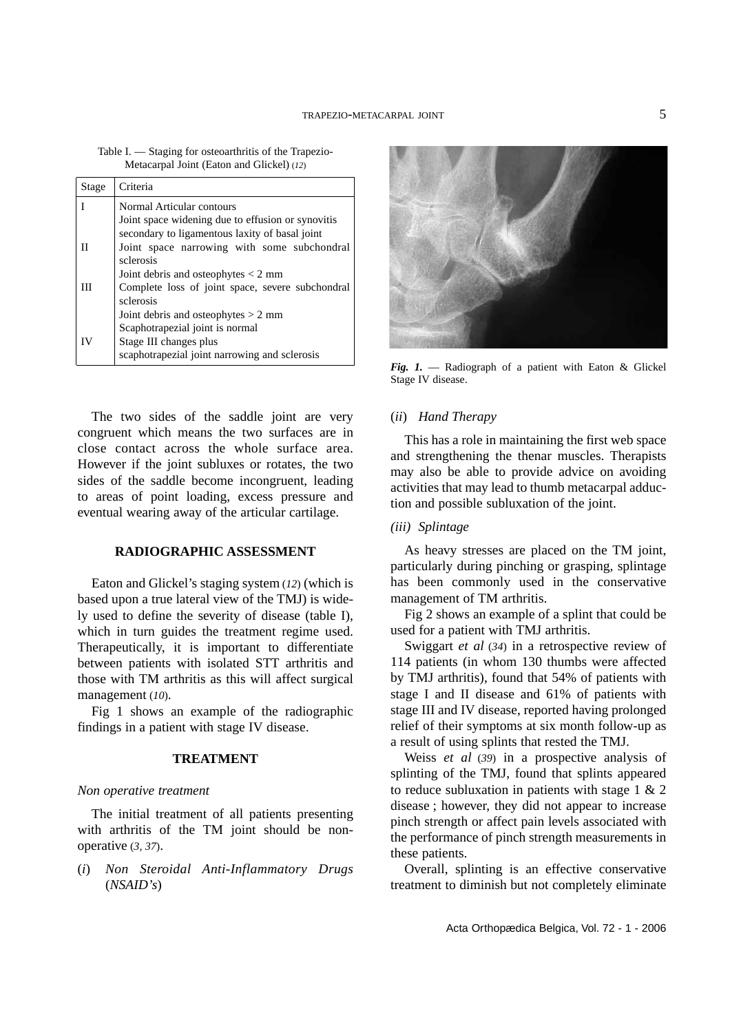Table I. — Staging for osteoarthritis of the Trapezio-Metacarpal Joint (Eaton and Glickel) (12)

| Stage | Criteria |
|---|---|
| I | Normal Articular contours<br>Joint space widening due to effusion or synovitis secondary to ligamentous laxity of basal joint |
| II | Joint space narrowing with some subchondral sclerosis<br>Joint debris and osteophytes < 2 mm |
| III | Complete loss of joint space, severe subchondral sclerosis<br>Joint debris and osteophytes > 2 mm<br>Scaphotrapezial joint is normal |
| IV | Stage III changes plus<br>scaphotrapezial joint narrowing and sclerosis |

The two sides of the saddle joint are very congruent which means the two surfaces are in close contact across the whole surface area. However if the joint subluxes or rotates, the two sides of the saddle become incongruent, leading to areas of point loading, excess pressure and eventual wearing away of the articular cartilage.

## RADIOGRAPHIC ASSESSMENT

Eaton and Glickel's staging system (12) (which is based upon a true lateral view of the TMJ) is widely used to define the severity of disease (table I), which in turn guides the treatment regime used. Therapeutically, it is important to differentiate between patients with isolated STT arthritis and those with TM arthritis as this will affect surgical management (10).

Fig 1 shows an example of the radiographic findings in a patient with stage IV disease.

## TREATMENT

### *Non operative treatment*

The initial treatment of all patients presenting with arthritis of the TM joint should be non-operative (3, 37).

(*i*) *Non Steroidal Anti-Inflammatory Drugs (NSAID's)*

***Fig. 1.*** — Radiograph of a patient with Eaton & Glickel Stage IV disease.

(*ii*) *Hand Therapy*

This has a role in maintaining the first web space and strengthening the thenar muscles. Therapists may also be able to provide advice on avoiding activities that may lead to thumb metacarpal adduction and possible subluxation of the joint.

*(iii) Splintage*

As heavy stresses are placed on the TM joint, particularly during pinching or grasping, splintage has been commonly used in the conservative management of TM arthritis.

Fig 2 shows an example of a splint that could be used for a patient with TMJ arthritis.

Swiggart *et al* (34) in a retrospective review of 114 patients (in whom 130 thumbs were affected by TMJ arthritis), found that 54% of patients with stage I and II disease and 61% of patients with stage III and IV disease, reported having prolonged relief of their symptoms at six month follow-up as a result of using splints that rested the TMJ.

Weiss *et al* (39) in a prospective analysis of splinting of the TMJ, found that splints appeared to reduce subluxation in patients with stage 1 & 2 disease ; however, they did not appear to increase pinch strength or affect pain levels associated with the performance of pinch strength measurements in these patients.

Overall, splinting is an effective conservative treatment to diminish but not completely eliminate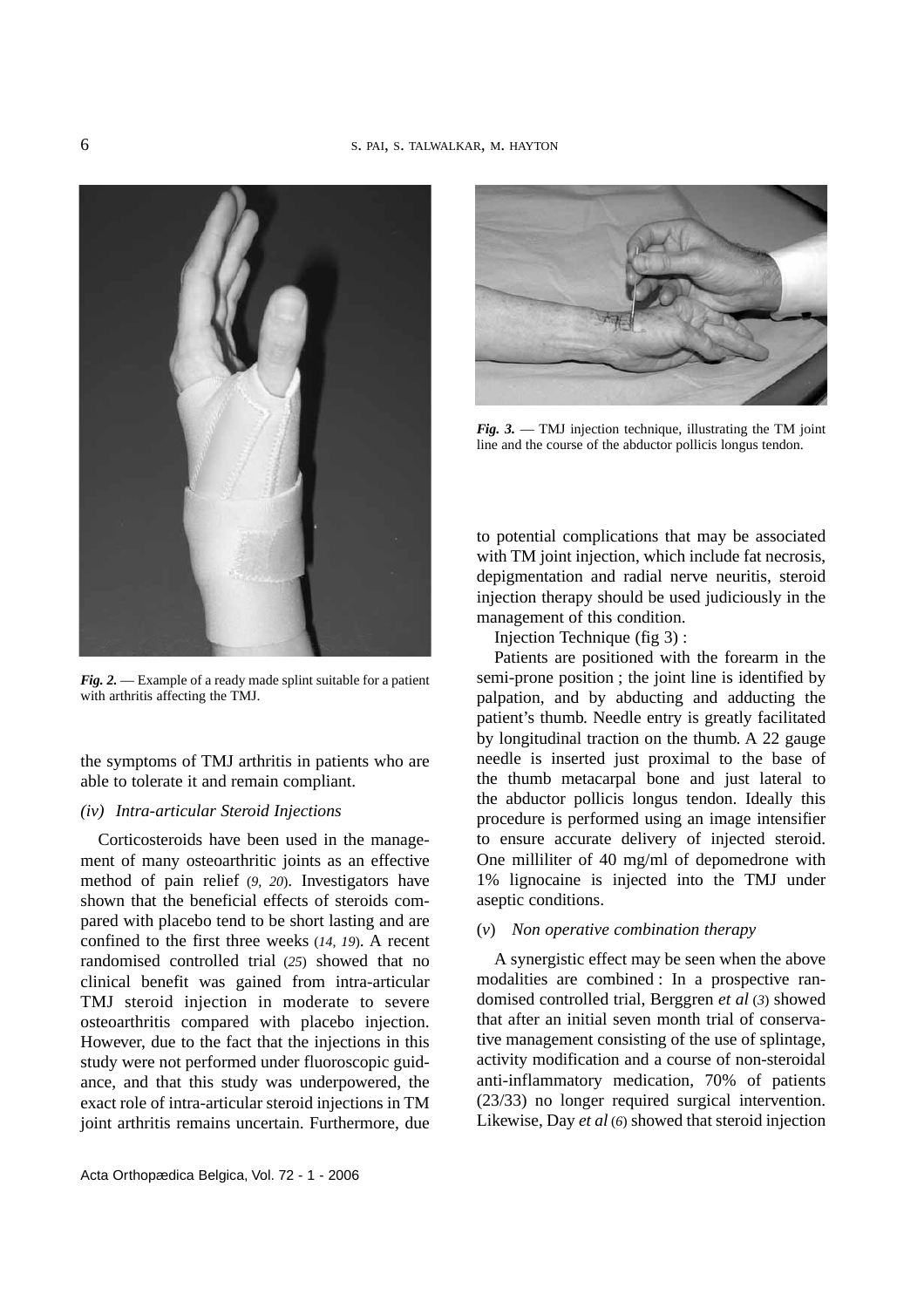*Fig. 2.* — Example of a ready made splint suitable for a patient with arthritis affecting the TMJ.

the symptoms of TMJ arthritis in patients who are able to tolerate it and remain compliant.

### *(iv) Intra-articular Steroid Injections*

Corticosteroids have been used in the management of many osteoarthritic joints as an effective method of pain relief (*9, 20*). Investigators have shown that the beneficial effects of steroids compared with placebo tend to be short lasting and are confined to the first three weeks (*14, 19*). A recent randomised controlled trial (*25*) showed that no clinical benefit was gained from intra-articular TMJ steroid injection in moderate to severe osteoarthritis compared with placebo injection. However, due to the fact that the injections in this study were not performed under fluoroscopic guidance, and that this study was underpowered, the exact role of intra-articular steroid injections in TM joint arthritis remains uncertain. Furthermore, due to potential complications that may be associated with TM joint injection, which include fat necrosis, depigmentation and radial nerve neuritis, steroid injection therapy should be used judiciously in the management of this condition.

*Fig. 3.* — TMJ injection technique, illustrating the TM joint line and the course of the abductor pollicis longus tendon.

Injection Technique (fig 3) :

Patients are positioned with the forearm in the semi-prone position ; the joint line is identified by palpation, and by abducting and adducting the patient's thumb. Needle entry is greatly facilitated by longitudinal traction on the thumb. A 22 gauge needle is inserted just proximal to the base of the thumb metacarpal bone and just lateral to the abductor pollicis longus tendon. Ideally this procedure is performed using an image intensifier to ensure accurate delivery of injected steroid. One milliliter of 40 mg/ml of depomedrone with 1% lignocaine is injected into the TMJ under aseptic conditions.

### (*v*) *Non operative combination therapy*

A synergistic effect may be seen when the above modalities are combined : In a prospective randomised controlled trial, Berggren *et al* (*3*) showed that after an initial seven month trial of conservative management consisting of the use of splintage, activity modification and a course of non-steroidal anti-inflammatory medication, 70% of patients (23/33) no longer required surgical intervention. Likewise, Day *et al* (*6*) showed that steroid injection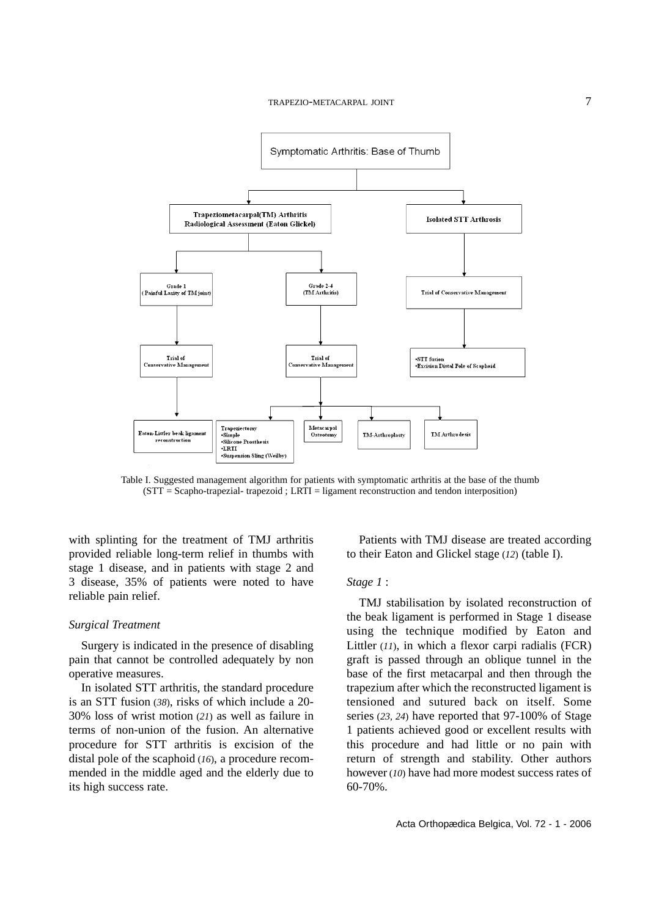- Symptomatic Arthritis: Base of Thumb
  - Trapeziometacarpal(TM) Arthritis Radiological Assessment (Eaton Glickel)
    - Grade 1 (Painful Laxity of TM joint)
      - Trial of Conservative Management
        - Eaton-Littler beak ligament reconstruction
    - Grade 2-4 (TM Arthritis)
      - Trial of Conservative Management
        - Trapeziectomy
          - Simple
          - Silicone Prosthesis
          - LRTI
          - Suspension Sling (Weilby)
        - Metacarpal Osteotomy
        - TM-Arthroplasty
        - TM Arthrodesis
  - Isolated STT Arthrosis
    - Trial of Conservative Management
      - STT fusion
      - Excision Distal Pole of Scaphoid

Table I. Suggested management algorithm for patients with symptomatic arthritis at the base of the thumb (STT = Scapho-trapezial- trapezoid ; LRTI = ligament reconstruction and tendon interposition)

with splinting for the treatment of TMJ arthritis provided reliable long-term relief in thumbs with stage 1 disease, and in patients with stage 2 and 3 disease, 35% of patients were noted to have reliable pain relief.

### *Surgical Treatment*

Surgery is indicated in the presence of disabling pain that cannot be controlled adequately by non operative measures.

In isolated STT arthritis, the standard procedure is an STT fusion (*38*), risks of which include a 20-30% loss of wrist motion (*21*) as well as failure in terms of non-union of the fusion. An alternative procedure for STT arthritis is excision of the distal pole of the scaphoid (*16*), a procedure recommended in the middle aged and the elderly due to its high success rate.

Patients with TMJ disease are treated according to their Eaton and Glickel stage (*12*) (table I).

### *Stage 1* :

TMJ stabilisation by isolated reconstruction of the beak ligament is performed in Stage 1 disease using the technique modified by Eaton and Littler (*11*), in which a flexor carpi radialis (FCR) graft is passed through an oblique tunnel in the base of the first metacarpal and then through the trapezium after which the reconstructed ligament is tensioned and sutured back on itself. Some series (*23, 24*) have reported that 97-100% of Stage 1 patients achieved good or excellent results with this procedure and had little or no pain with return of strength and stability. Other authors however (*10*) have had more modest success rates of 60-70%.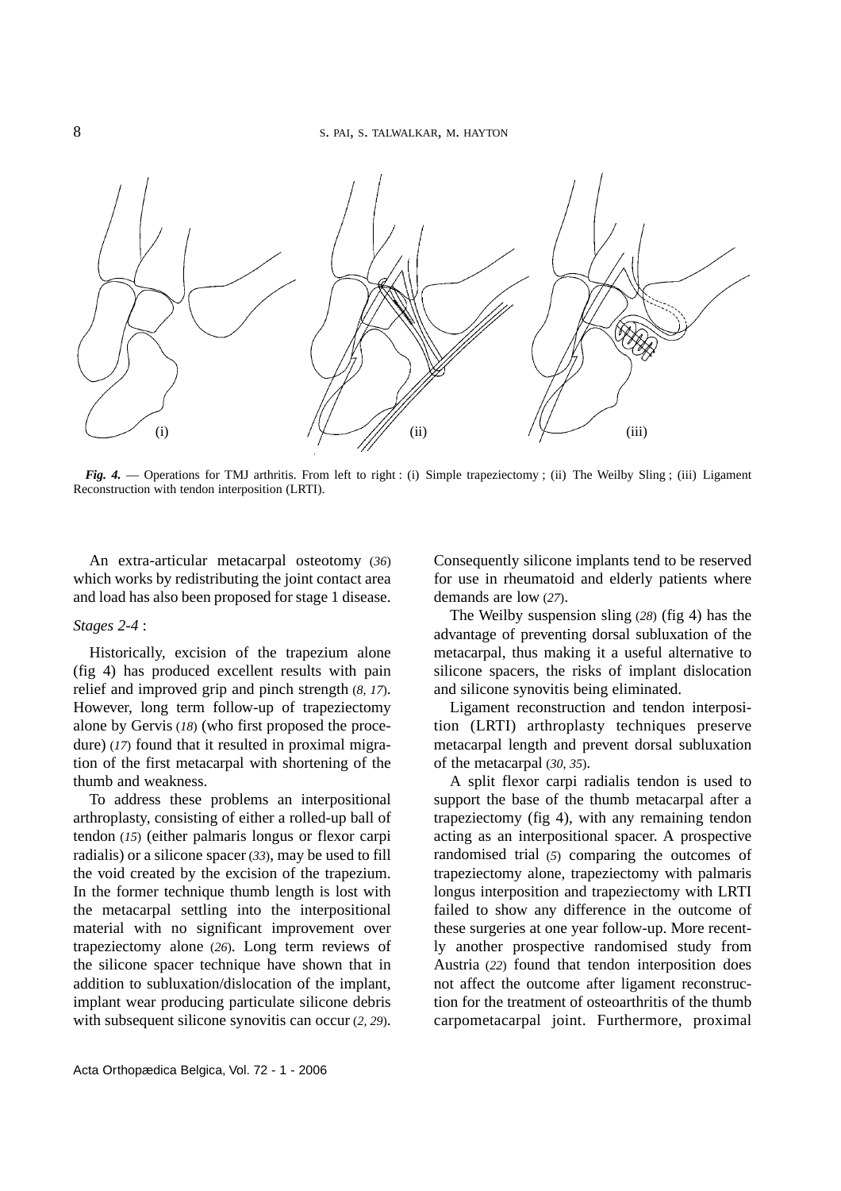*Fig. 4.* — Operations for TMJ arthritis. From left to right : (i) Simple trapeziectomy ; (ii) The Weilby Sling ; (iii) Ligament Reconstruction with tendon interposition (LRTI).

An extra-articular metacarpal osteotomy (*36*) which works by redistributing the joint contact area and load has also been proposed for stage 1 disease.

*Stages 2-4* :

Historically, excision of the trapezium alone (fig 4) has produced excellent results with pain relief and improved grip and pinch strength (*8, 17*). However, long term follow-up of trapeziectomy alone by Gervis (*18*) (who first proposed the procedure) (*17*) found that it resulted in proximal migration of the first metacarpal with shortening of the thumb and weakness.

To address these problems an interpositional arthroplasty, consisting of either a rolled-up ball of tendon (*15*) (either palmaris longus or flexor carpi radialis) or a silicone spacer (*33*), may be used to fill the void created by the excision of the trapezium. In the former technique thumb length is lost with the metacarpal settling into the interpositional material with no significant improvement over trapeziectomy alone (*26*). Long term reviews of the silicone spacer technique have shown that in addition to subluxation/dislocation of the implant, implant wear producing particulate silicone debris with subsequent silicone synovitis can occur (*2, 29*). Consequently silicone implants tend to be reserved for use in rheumatoid and elderly patients where demands are low (*27*).

The Weilby suspension sling (*28*) (fig 4) has the advantage of preventing dorsal subluxation of the metacarpal, thus making it a useful alternative to silicone spacers, the risks of implant dislocation and silicone synovitis being eliminated.

Ligament reconstruction and tendon interposition (LRTI) arthroplasty techniques preserve metacarpal length and prevent dorsal subluxation of the metacarpal (*30, 35*).

A split flexor carpi radialis tendon is used to support the base of the thumb metacarpal after a trapeziectomy (fig 4), with any remaining tendon acting as an interpositional spacer. A prospective randomised trial (*5*) comparing the outcomes of trapeziectomy alone, trapeziectomy with palmaris longus interposition and trapeziectomy with LRTI failed to show any difference in the outcome of these surgeries at one year follow-up. More recently another prospective randomised study from Austria (*22*) found that tendon interposition does not affect the outcome after ligament reconstruction for the treatment of osteoarthritis of the thumb carpometacarpal joint. Furthermore, proximal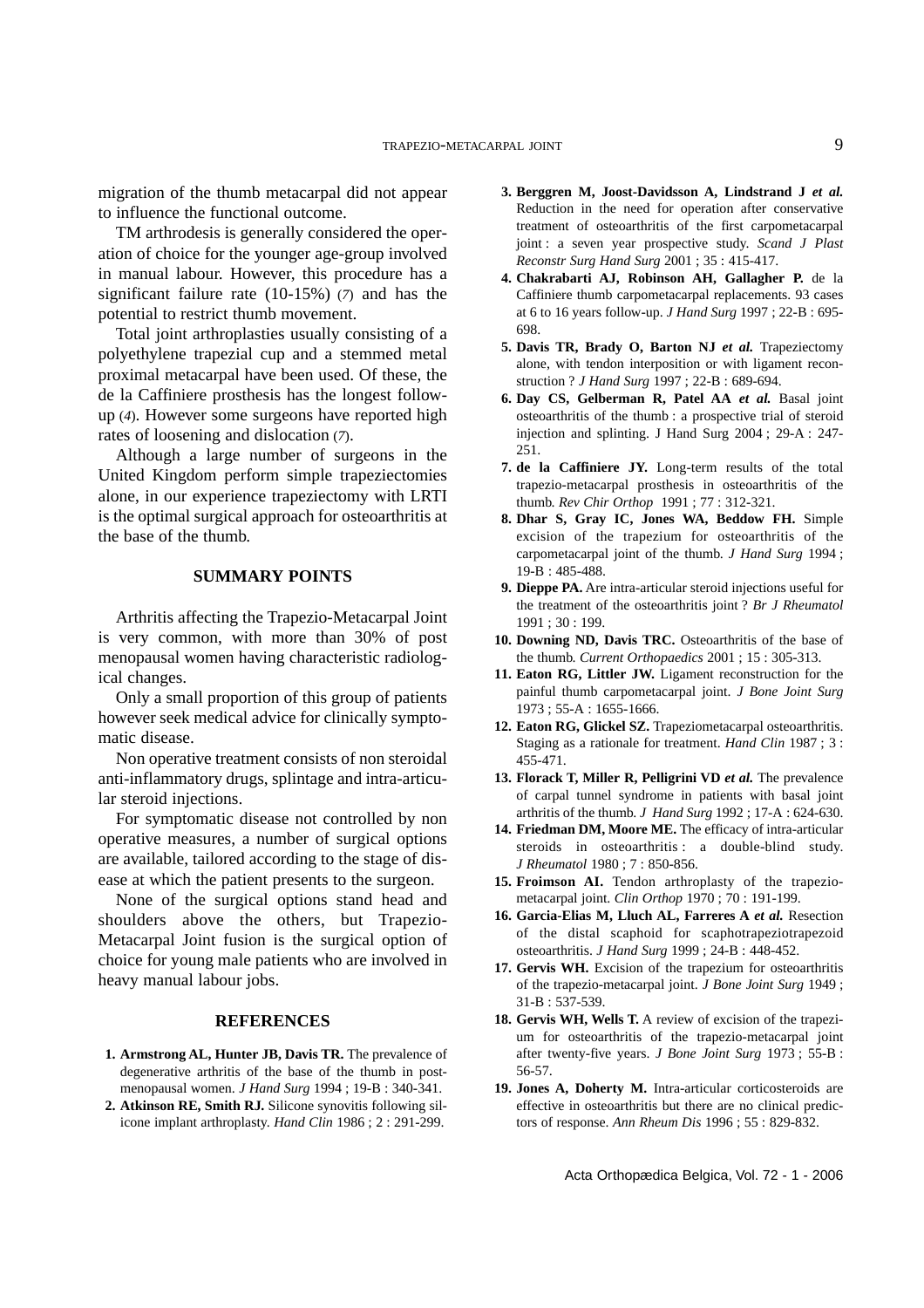migration of the thumb metacarpal did not appear to influence the functional outcome.

TM arthrodesis is generally considered the operation of choice for the younger age-group involved in manual labour. However, this procedure has a significant failure rate (10-15%) (*7*) and has the potential to restrict thumb movement.

Total joint arthroplasties usually consisting of a polyethylene trapezial cup and a stemmed metal proximal metacarpal have been used. Of these, the de la Caffiniere prosthesis has the longest follow-up (*4*). However some surgeons have reported high rates of loosening and dislocation (*7*).

Although a large number of surgeons in the United Kingdom perform simple trapeziectomies alone, in our experience trapeziectomy with LRTI is the optimal surgical approach for osteoarthritis at the base of the thumb.

## SUMMARY POINTS

Arthritis affecting the Trapezio-Metacarpal Joint is very common, with more than 30% of post menopausal women having characteristic radiological changes.

Only a small proportion of this group of patients however seek medical advice for clinically symptomatic disease.

Non operative treatment consists of non steroidal anti-inflammatory drugs, splintage and intra-articular steroid injections.

For symptomatic disease not controlled by non operative measures, a number of surgical options are available, tailored according to the stage of disease at which the patient presents to the surgeon.

None of the surgical options stand head and shoulders above the others, but Trapezio-Metacarpal Joint fusion is the surgical option of choice for young male patients who are involved in heavy manual labour jobs.

## REFERENCES

1. **Armstrong AL, Hunter JB, Davis TR.** The prevalence of degenerative arthritis of the base of the thumb in post-menopausal women. *J Hand Surg* 1994 ; 19-B : 340-341.
2. **Atkinson RE, Smith RJ.** Silicone synovitis following silicone implant arthroplasty. *Hand Clin* 1986 ; 2 : 291-299.
3. **Berggren M, Joost-Davidsson A, Lindstrand J *et al.*** Reduction in the need for operation after conservative treatment of osteoarthritis of the first carpometacarpal joint : a seven year prospective study. *Scand J Plast Reconstr Surg Hand Surg* 2001 ; 35 : 415-417.
4. **Chakrabarti AJ, Robinson AH, Gallagher P.** de la Caffiniere thumb carpometacarpal replacements. 93 cases at 6 to 16 years follow-up. *J Hand Surg* 1997 ; 22-B : 695-698.
5. **Davis TR, Brady O, Barton NJ *et al.*** Trapeziectomy alone, with tendon interposition or with ligament reconstruction ? *J Hand Surg* 1997 ; 22-B : 689-694.
6. **Day CS, Gelberman R, Patel AA *et al.*** Basal joint osteoarthritis of the thumb : a prospective trial of steroid injection and splinting. J Hand Surg 2004 ; 29-A : 247-251.
7. **de la Caffiniere JY.** Long-term results of the total trapezio-metacarpal prosthesis in osteoarthritis of the thumb. *Rev Chir Orthop* 1991 ; 77 : 312-321.
8. **Dhar S, Gray IC, Jones WA, Beddow FH.** Simple excision of the trapezium for osteoarthritis of the carpometacarpal joint of the thumb. *J Hand Surg* 1994 ; 19-B : 485-488.
9. **Dieppe PA.** Are intra-articular steroid injections useful for the treatment of the osteoarthritis joint ? *Br J Rheumatol* 1991 ; 30 : 199.
10. **Downing ND, Davis TRC.** Osteoarthritis of the base of the thumb. *Current Orthopaedics* 2001 ; 15 : 305-313.
11. **Eaton RG, Littler JW.** Ligament reconstruction for the painful thumb carpometacarpal joint. *J Bone Joint Surg* 1973 ; 55-A : 1655-1666.
12. **Eaton RG, Glickel SZ.** Trapeziometacarpal osteoarthritis. Staging as a rationale for treatment. *Hand Clin* 1987 ; 3 : 455-471.
13. **Florack T, Miller R, Pelligrini VD *et al.*** The prevalence of carpal tunnel syndrome in patients with basal joint arthritis of the thumb. *J Hand Surg* 1992 ; 17-A : 624-630.
14. **Friedman DM, Moore ME.** The efficacy of intra-articular steroids in osteoarthritis : a double-blind study. *J Rheumatol* 1980 ; 7 : 850-856.
15. **Froimson AI.** Tendon arthroplasty of the trapeziometacarpal joint. *Clin Orthop* 1970 ; 70 : 191-199.
16. **Garcia-Elias M, Lluch AL, Farreres A *et al.*** Resection of the distal scaphoid for scaphotrapeziotrapezoid osteoarthritis. *J Hand Surg* 1999 ; 24-B : 448-452.
17. **Gervis WH.** Excision of the trapezium for osteoarthritis of the trapezio-metacarpal joint. *J Bone Joint Surg* 1949 ; 31-B : 537-539.
18. **Gervis WH, Wells T.** A review of excision of the trapezium for osteoarthritis of the trapezio-metacarpal joint after twenty-five years. *J Bone Joint Surg* 1973 ; 55-B : 56-57.
19. **Jones A, Doherty M.** Intra-articular corticosteroids are effective in osteoarthritis but there are no clinical predictors of response. *Ann Rheum Dis* 1996 ; 55 : 829-832.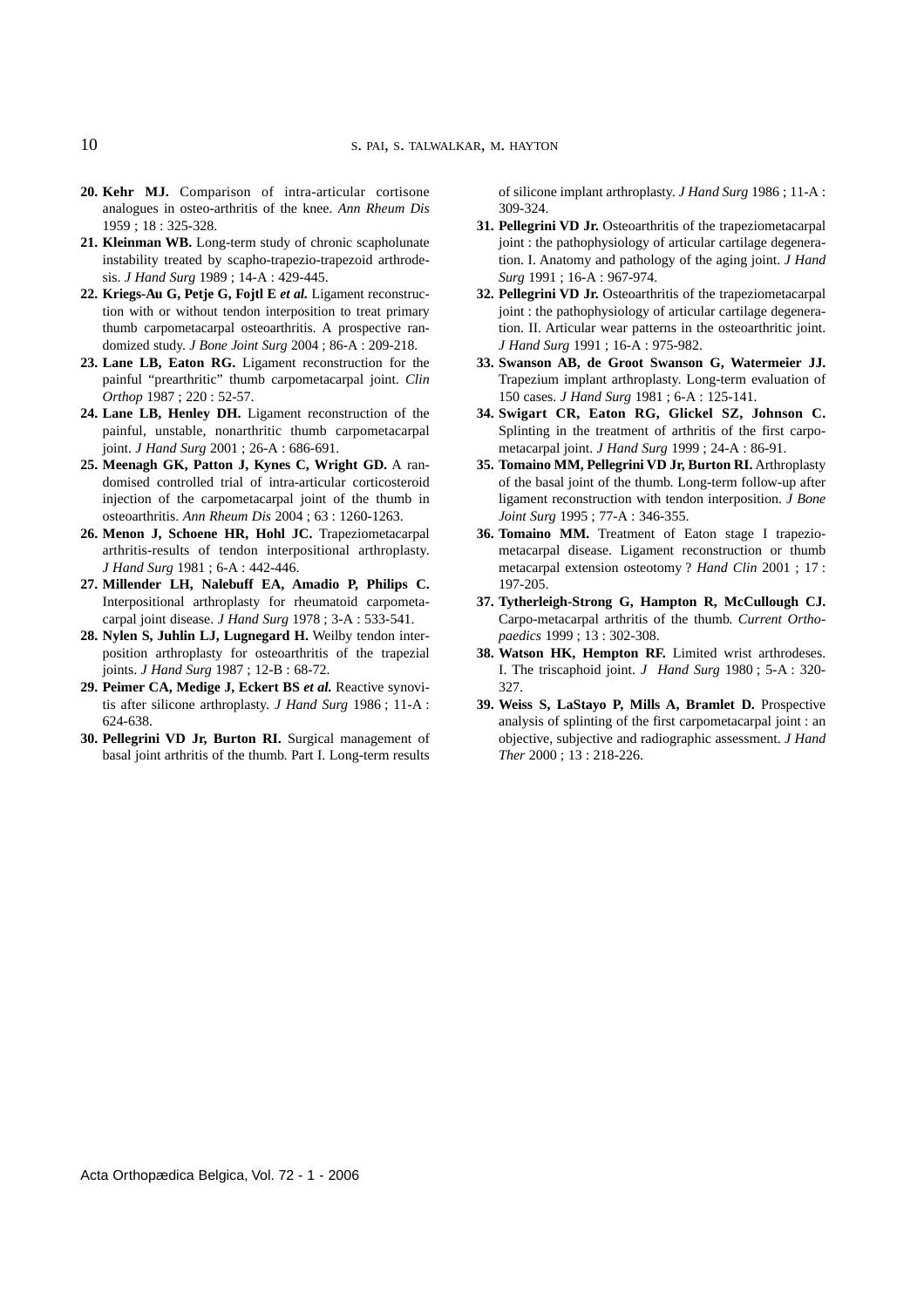20. **Kehr MJ.** Comparison of intra-articular cortisone analogues in osteo-arthritis of the knee. *Ann Rheum Dis* 1959 ; 18 : 325-328.
21. **Kleinman WB.** Long-term study of chronic scapholunate instability treated by scapho-trapezio-trapezoid arthrodesis. *J Hand Surg* 1989 ; 14-A : 429-445.
22. **Kriegs-Au G, Petje G, Fojtl E *et al.*** Ligament reconstruction with or without tendon interposition to treat primary thumb carpometacarpal osteoarthritis. A prospective randomized study. *J Bone Joint Surg* 2004 ; 86-A : 209-218.
23. **Lane LB, Eaton RG.** Ligament reconstruction for the painful "prearthritic" thumb carpometacarpal joint. *Clin Orthop* 1987 ; 220 : 52-57.
24. **Lane LB, Henley DH.** Ligament reconstruction of the painful, unstable, nonarthritic thumb carpometacarpal joint. *J Hand Surg* 2001 ; 26-A : 686-691.
25. **Meenagh GK, Patton J, Kynes C, Wright GD.** A randomised controlled trial of intra-articular corticosteroid injection of the carpometacarpal joint of the thumb in osteoarthritis. *Ann Rheum Dis* 2004 ; 63 : 1260-1263.
26. **Menon J, Schoene HR, Hohl JC.** Trapeziometacarpal arthritis-results of tendon interpositional arthroplasty. *J Hand Surg* 1981 ; 6-A : 442-446.
27. **Millender LH, Nalebuff EA, Amadio P, Philips C.** Interpositional arthroplasty for rheumatoid carpometacarpal joint disease. *J Hand Surg* 1978 ; 3-A : 533-541.
28. **Nylen S, Juhlin LJ, Lugnegard H.** Weilby tendon interposition arthroplasty for osteoarthritis of the trapezial joints. *J Hand Surg* 1987 ; 12-B : 68-72.
29. **Peimer CA, Medige J, Eckert BS *et al.*** Reactive synovitis after silicone arthroplasty. *J Hand Surg* 1986 ; 11-A : 624-638.
30. **Pellegrini VD Jr, Burton RI.** Surgical management of basal joint arthritis of the thumb. Part I. Long-term results of silicone implant arthroplasty. *J Hand Surg* 1986 ; 11-A : 309-324.
31. **Pellegrini VD Jr.** Osteoarthritis of the trapeziometacarpal joint : the pathophysiology of articular cartilage degeneration. I. Anatomy and pathology of the aging joint. *J Hand Surg* 1991 ; 16-A : 967-974.
32. **Pellegrini VD Jr.** Osteoarthritis of the trapeziometacarpal joint : the pathophysiology of articular cartilage degeneration. II. Articular wear patterns in the osteoarthritic joint. *J Hand Surg* 1991 ; 16-A : 975-982.
33. **Swanson AB, de Groot Swanson G, Watermeier JJ.** Trapezium implant arthroplasty. Long-term evaluation of 150 cases. *J Hand Surg* 1981 ; 6-A : 125-141.
34. **Swigart CR, Eaton RG, Glickel SZ, Johnson C.** Splinting in the treatment of arthritis of the first carpometacarpal joint. *J Hand Surg* 1999 ; 24-A : 86-91.
35. **Tomaino MM, Pellegrini VD Jr, Burton RI.** Arthroplasty of the basal joint of the thumb. Long-term follow-up after ligament reconstruction with tendon interposition. *J Bone Joint Surg* 1995 ; 77-A : 346-355.
36. **Tomaino MM.** Treatment of Eaton stage I trapeziometacarpal disease. Ligament reconstruction or thumb metacarpal extension osteotomy ? *Hand Clin* 2001 ; 17 : 197-205.
37. **Tytherleigh-Strong G, Hampton R, McCullough CJ.** Carpo-metacarpal arthritis of the thumb. *Current Orthopaedics* 1999 ; 13 : 302-308.
38. **Watson HK, Hempton RF.** Limited wrist arthrodeses. I. The triscaphoid joint. *J Hand Surg* 1980 ; 5-A : 320-327.
39. **Weiss S, LaStayo P, Mills A, Bramlet D.** Prospective analysis of splinting of the first carpometacarpal joint : an objective, subjective and radiographic assessment. *J Hand Ther* 2000 ; 13 : 218-226.